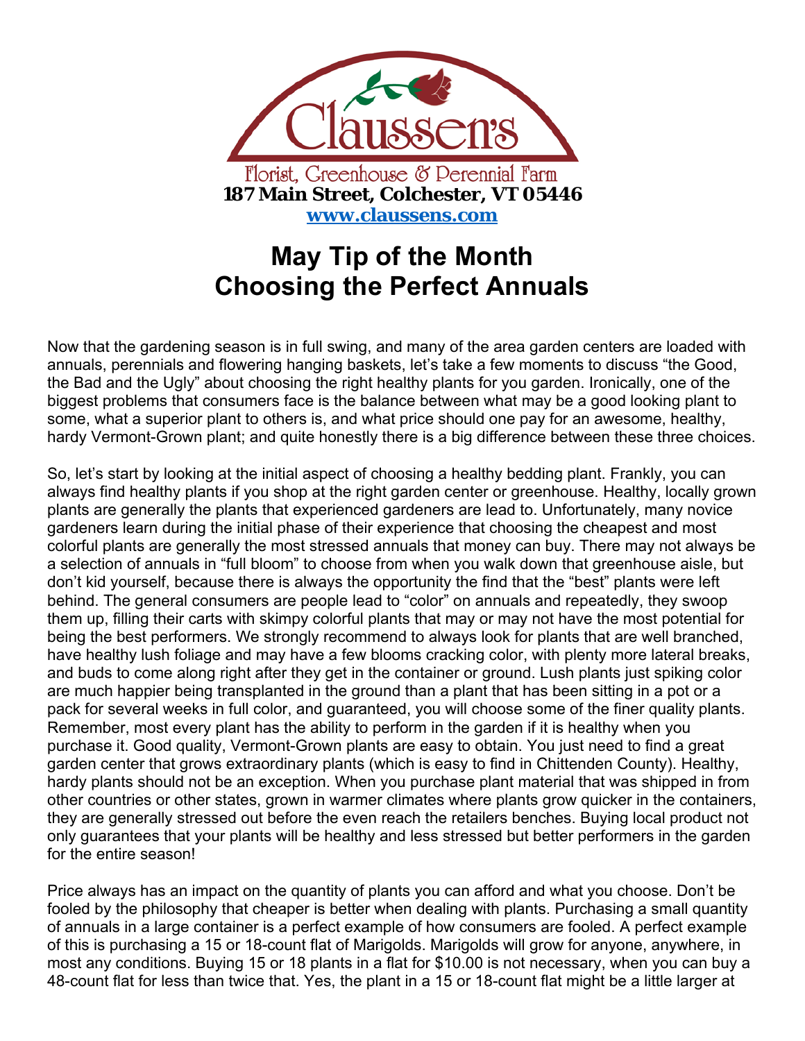Claussen's

Florist, Greenhouse & Perennial Farm

**187 Main Street, Colchester, VT 05446**

**www.claussens.com**

# May Tip of the Month
# Choosing the Perfect Annuals

Now that the gardening season is in full swing, and many of the area garden centers are loaded with annuals, perennials and flowering hanging baskets, let's take a few moments to discuss "the Good, the Bad and the Ugly" about choosing the right healthy plants for you garden. Ironically, one of the biggest problems that consumers face is the balance between what may be a good looking plant to some, what a superior plant to others is, and what price should one pay for an awesome, healthy, hardy Vermont-Grown plant; and quite honestly there is a big difference between these three choices.

So, let's start by looking at the initial aspect of choosing a healthy bedding plant. Frankly, you can always find healthy plants if you shop at the right garden center or greenhouse. Healthy, locally grown plants are generally the plants that experienced gardeners are lead to. Unfortunately, many novice gardeners learn during the initial phase of their experience that choosing the cheapest and most colorful plants are generally the most stressed annuals that money can buy. There may not always be a selection of annuals in "full bloom" to choose from when you walk down that greenhouse aisle, but don't kid yourself, because there is always the opportunity the find that the "best" plants were left behind. The general consumers are people lead to "color" on annuals and repeatedly, they swoop them up, filling their carts with skimpy colorful plants that may or may not have the most potential for being the best performers. We strongly recommend to always look for plants that are well branched, have healthy lush foliage and may have a few blooms cracking color, with plenty more lateral breaks, and buds to come along right after they get in the container or ground. Lush plants just spiking color are much happier being transplanted in the ground than a plant that has been sitting in a pot or a pack for several weeks in full color, and guaranteed, you will choose some of the finer quality plants. Remember, most every plant has the ability to perform in the garden if it is healthy when you purchase it. Good quality, Vermont-Grown plants are easy to obtain. You just need to find a great garden center that grows extraordinary plants (which is easy to find in Chittenden County). Healthy, hardy plants should not be an exception. When you purchase plant material that was shipped in from other countries or other states, grown in warmer climates where plants grow quicker in the containers, they are generally stressed out before the even reach the retailers benches. Buying local product not only guarantees that your plants will be healthy and less stressed but better performers in the garden for the entire season!

Price always has an impact on the quantity of plants you can afford and what you choose. Don't be fooled by the philosophy that cheaper is better when dealing with plants. Purchasing a small quantity of annuals in a large container is a perfect example of how consumers are fooled. A perfect example of this is purchasing a 15 or 18-count flat of Marigolds. Marigolds will grow for anyone, anywhere, in most any conditions. Buying 15 or 18 plants in a flat for $10.00 is not necessary, when you can buy a 48-count flat for less than twice that. Yes, the plant in a 15 or 18-count flat might be a little larger at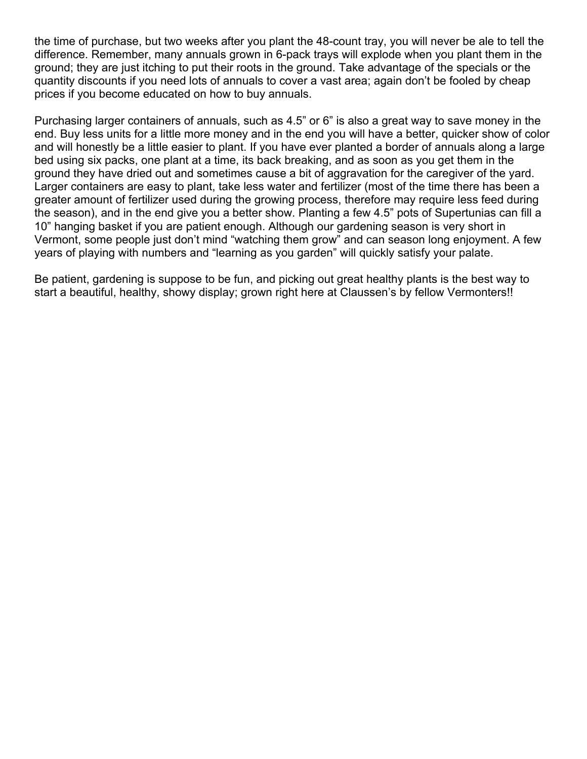the time of purchase, but two weeks after you plant the 48-count tray, you will never be ale to tell the difference. Remember, many annuals grown in 6-pack trays will explode when you plant them in the ground; they are just itching to put their roots in the ground. Take advantage of the specials or the quantity discounts if you need lots of annuals to cover a vast area; again don't be fooled by cheap prices if you become educated on how to buy annuals.

Purchasing larger containers of annuals, such as 4.5" or 6" is also a great way to save money in the end. Buy less units for a little more money and in the end you will have a better, quicker show of color and will honestly be a little easier to plant. If you have ever planted a border of annuals along a large bed using six packs, one plant at a time, its back breaking, and as soon as you get them in the ground they have dried out and sometimes cause a bit of aggravation for the caregiver of the yard. Larger containers are easy to plant, take less water and fertilizer (most of the time there has been a greater amount of fertilizer used during the growing process, therefore may require less feed during the season), and in the end give you a better show. Planting a few 4.5" pots of Supertunias can fill a 10" hanging basket if you are patient enough. Although our gardening season is very short in Vermont, some people just don't mind "watching them grow" and can season long enjoyment. A few years of playing with numbers and "learning as you garden" will quickly satisfy your palate.

Be patient, gardening is suppose to be fun, and picking out great healthy plants is the best way to start a beautiful, healthy, showy display; grown right here at Claussen's by fellow Vermonters!!